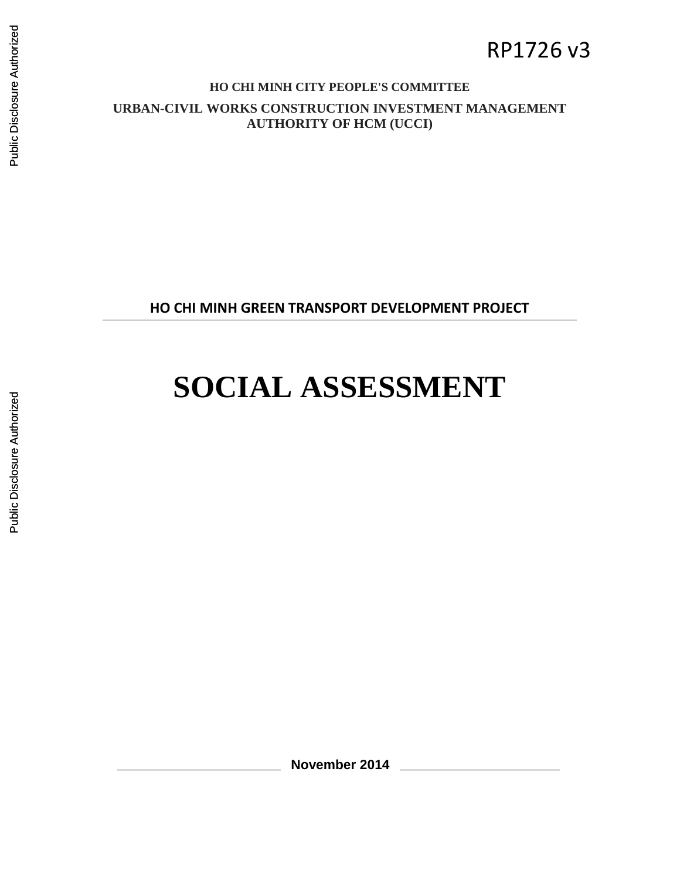RP1726 v3

**HO CHI MINH CITY PEOPLE'S COMMITTEE**

**URBAN-CIVIL WORKS CONSTRUCTION INVESTMENT MANAGEMENT AUTHORITY OF HCM (UCCI)**

**HO CHI MINH GREEN TRANSPORT DEVELOPMENT PROJECT**

# SOCIAL ASSESSMENT

**November 2014**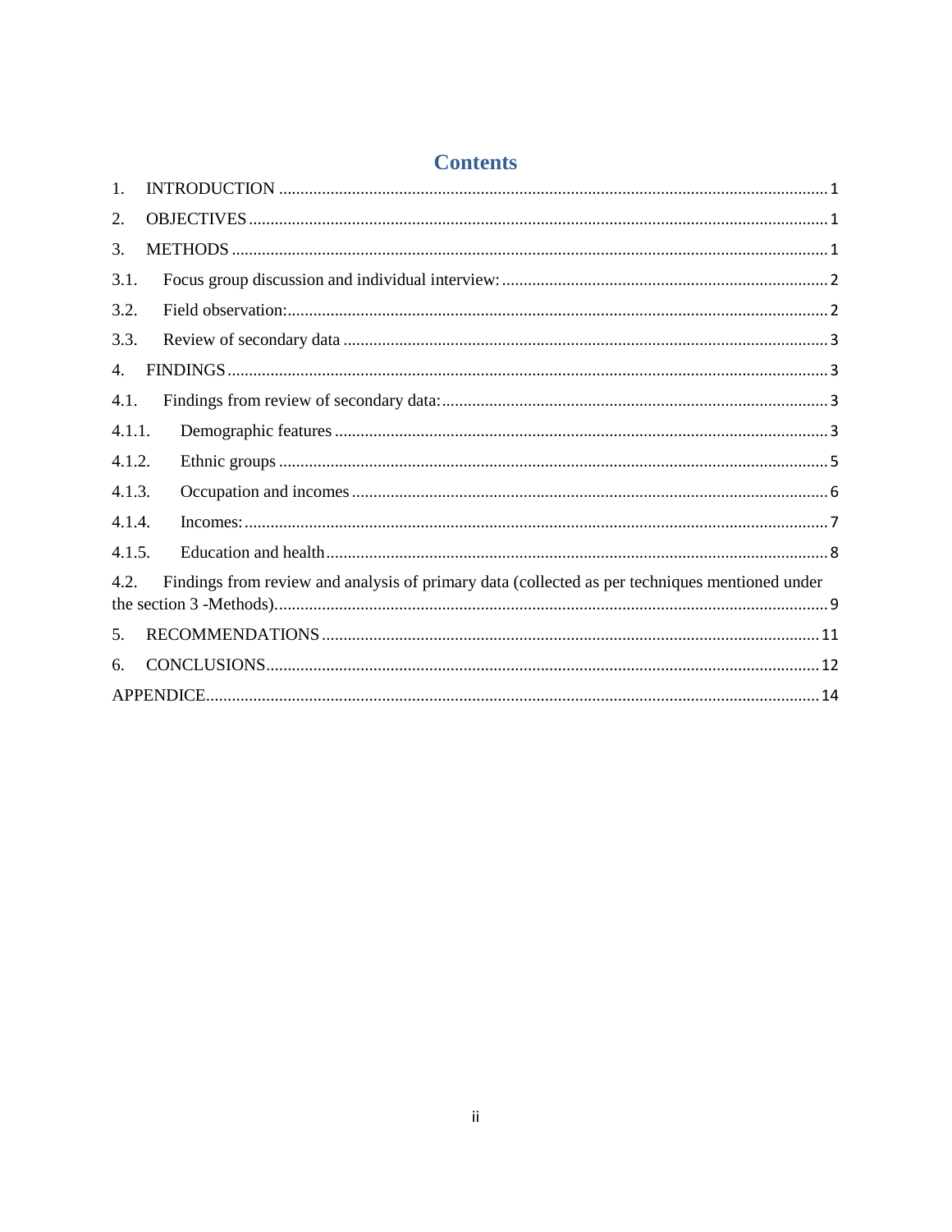# Contents

1. INTRODUCTION ..... 1
2. OBJECTIVES ..... 1
3. METHODS ..... 1
3.1. Focus group discussion and individual interview: ..... 2
3.2. Field observation: ..... 2
3.3. Review of secondary data ..... 3
4. FINDINGS ..... 3
4.1. Findings from review of secondary data: ..... 3
4.1.1. Demographic features ..... 3
4.1.2. Ethnic groups ..... 5
4.1.3. Occupation and incomes ..... 6
4.1.4. Incomes: ..... 7
4.1.5. Education and health ..... 8
4.2. Findings from review and analysis of primary data (collected as per techniques mentioned under the section 3 -Methods) ..... 9
5. RECOMMENDATIONS ..... 11
6. CONCLUSIONS ..... 12

APPENDICE ..... 14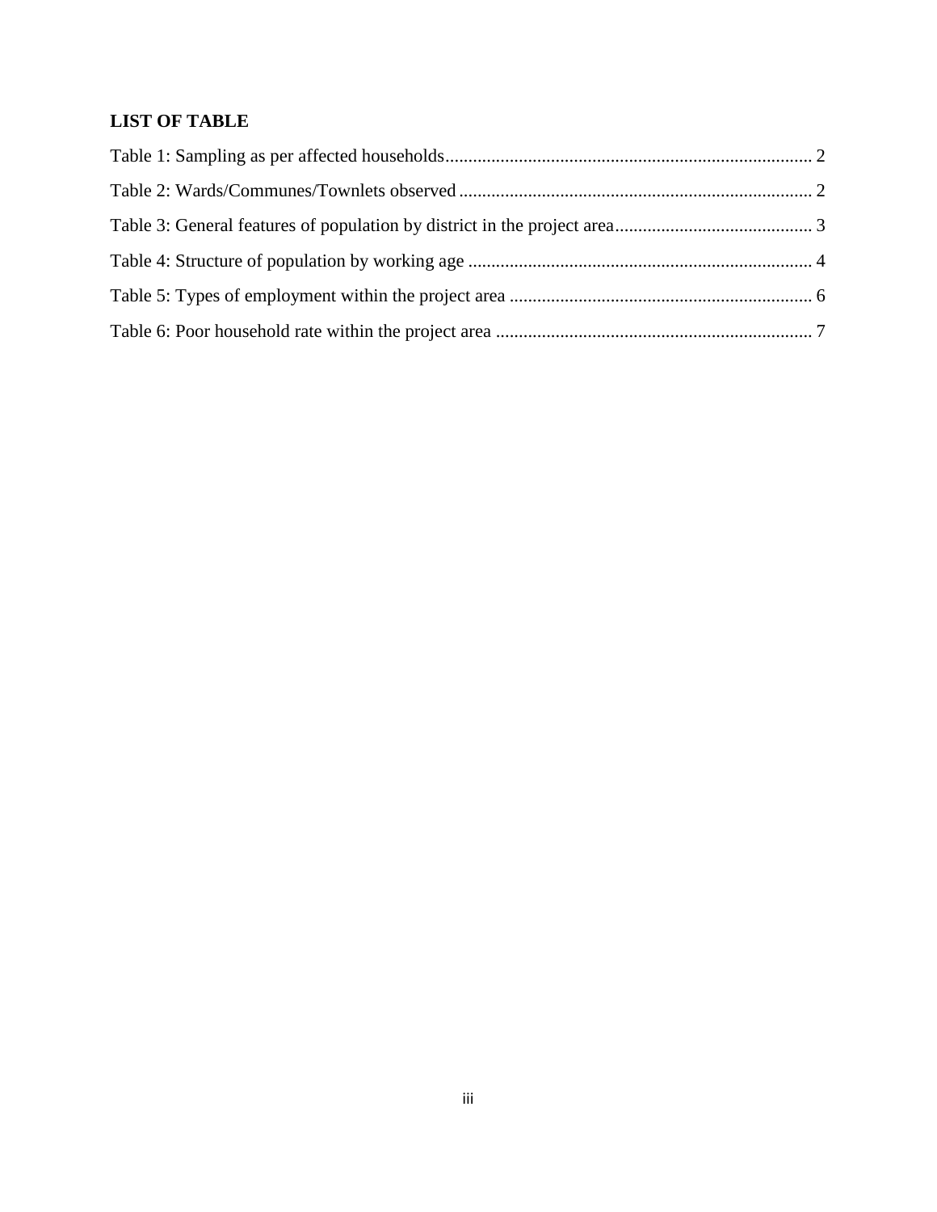**LIST OF TABLE**

Table 1: Sampling as per affected households ............................................................................... 2

Table 2: Wards/Communes/Townlets observed ............................................................................ 2

Table 3: General features of population by district in the project area ........................................... 3

Table 4: Structure of population by working age .......................................................................... 4

Table 5: Types of employment within the project area ................................................................. 6

Table 6: Poor household rate within the project area .................................................................... 7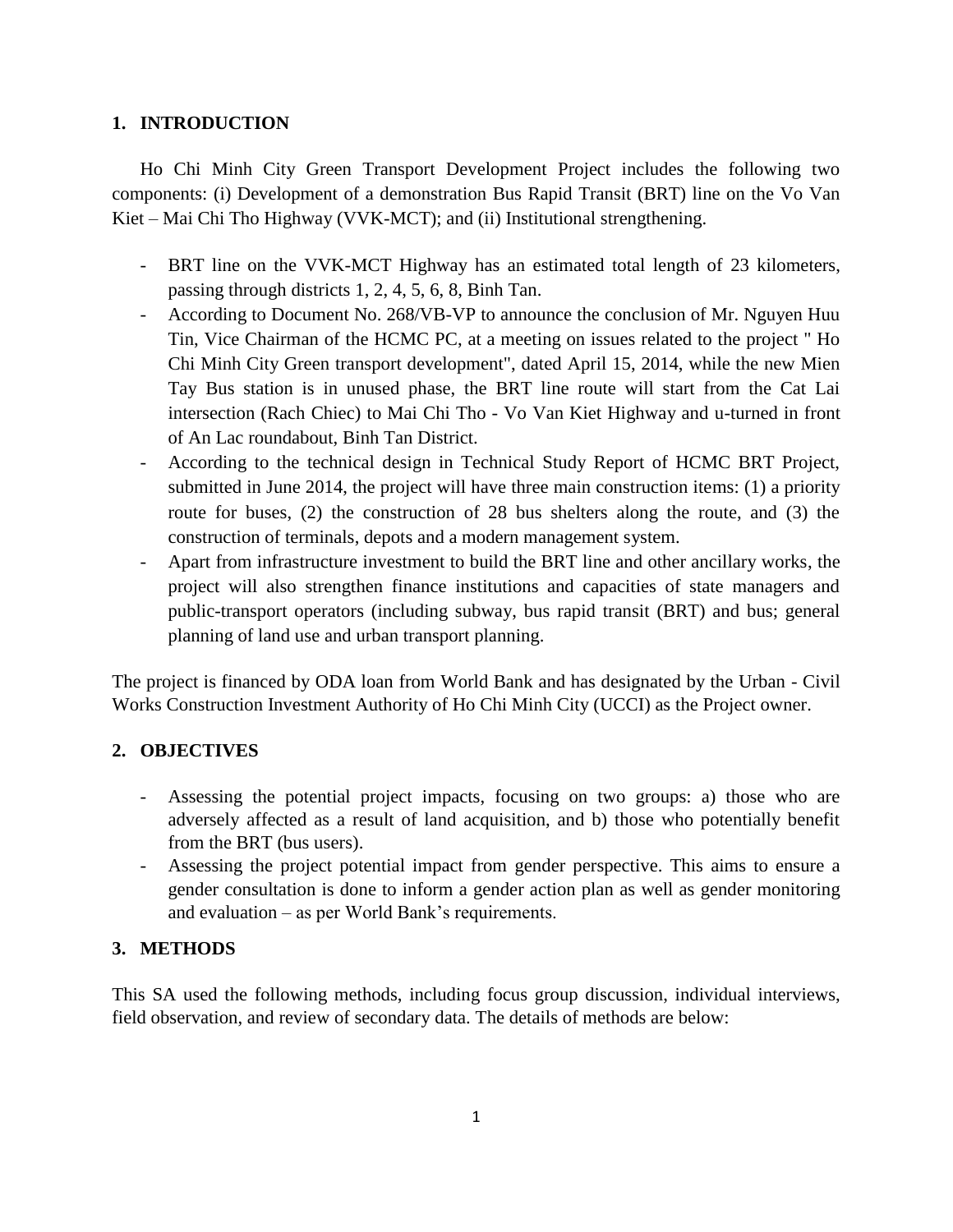## 1. INTRODUCTION

Ho Chi Minh City Green Transport Development Project includes the following two components: (i) Development of a demonstration Bus Rapid Transit (BRT) line on the Vo Van Kiet – Mai Chi Tho Highway (VVK-MCT); and (ii) Institutional strengthening.

- BRT line on the VVK-MCT Highway has an estimated total length of 23 kilometers, passing through districts 1, 2, 4, 5, 6, 8, Binh Tan.
- According to Document No. 268/VB-VP to announce the conclusion of Mr. Nguyen Huu Tin, Vice Chairman of the HCMC PC, at a meeting on issues related to the project " Ho Chi Minh City Green transport development", dated April 15, 2014, while the new Mien Tay Bus station is in unused phase, the BRT line route will start from the Cat Lai intersection (Rach Chiec) to Mai Chi Tho - Vo Van Kiet Highway and u-turned in front of An Lac roundabout, Binh Tan District.
- According to the technical design in Technical Study Report of HCMC BRT Project, submitted in June 2014, the project will have three main construction items: (1) a priority route for buses, (2) the construction of 28 bus shelters along the route, and (3) the construction of terminals, depots and a modern management system.
- Apart from infrastructure investment to build the BRT line and other ancillary works, the project will also strengthen finance institutions and capacities of state managers and public-transport operators (including subway, bus rapid transit (BRT) and bus; general planning of land use and urban transport planning.

The project is financed by ODA loan from World Bank and has designated by the Urban - Civil Works Construction Investment Authority of Ho Chi Minh City (UCCI) as the Project owner.

## 2. OBJECTIVES

- Assessing the potential project impacts, focusing on two groups: a) those who are adversely affected as a result of land acquisition, and b) those who potentially benefit from the BRT (bus users).
- Assessing the project potential impact from gender perspective. This aims to ensure a gender consultation is done to inform a gender action plan as well as gender monitoring and evaluation – as per World Bank's requirements.

## 3. METHODS

This SA used the following methods, including focus group discussion, individual interviews, field observation, and review of secondary data. The details of methods are below: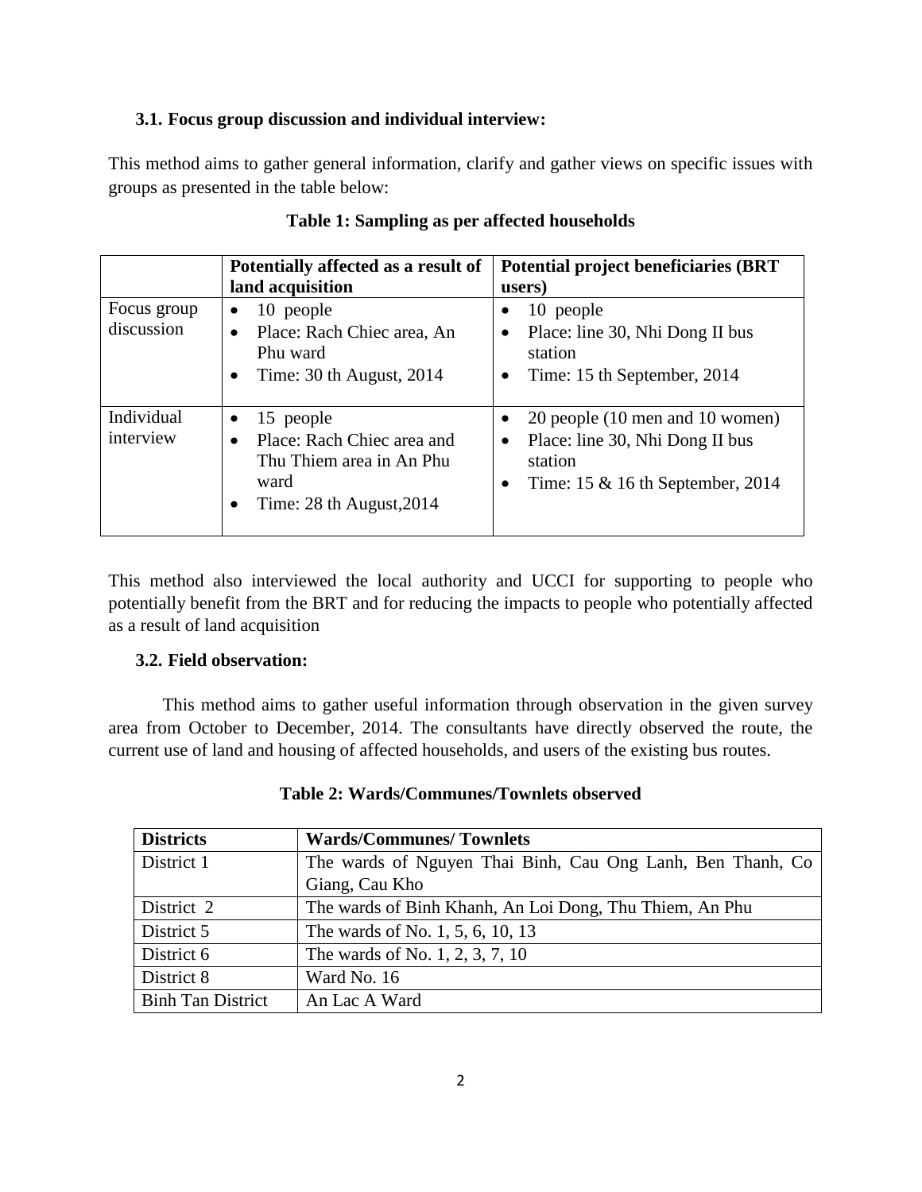### 3.1. Focus group discussion and individual interview:

This method aims to gather general information, clarify and gather views on specific issues with groups as presented in the table below:

**Table 1: Sampling as per affected households**

| | Potentially affected as a result of land acquisition | Potential project beneficiaries (BRT users) |
|---|---|---|
| Focus group discussion | • 10 people<br>• Place: Rach Chiec area, An Phu ward<br>• Time: 30 th August, 2014 | • 10 people<br>• Place: line 30, Nhi Dong II bus station<br>• Time: 15 th September, 2014 |
| Individual interview | • 15 people<br>• Place: Rach Chiec area and Thu Thiem area in An Phu ward<br>• Time: 28 th August,2014 | • 20 people (10 men and 10 women)<br>• Place: line 30, Nhi Dong II bus station<br>• Time: 15 & 16 th September, 2014 |

This method also interviewed the local authority and UCCI for supporting to people who potentially benefit from the BRT and for reducing the impacts to people who potentially affected as a result of land acquisition

### 3.2. Field observation:

This method aims to gather useful information through observation in the given survey area from October to December, 2014. The consultants have directly observed the route, the current use of land and housing of affected households, and users of the existing bus routes.

**Table 2: Wards/Communes/Townlets observed**

| Districts | Wards/Communes/ Townlets |
|---|---|
| District 1 | The wards of Nguyen Thai Binh, Cau Ong Lanh, Ben Thanh, Co Giang, Cau Kho |
| District 2 | The wards of Binh Khanh, An Loi Dong, Thu Thiem, An Phu |
| District 5 | The wards of No. 1, 5, 6, 10, 13 |
| District 6 | The wards of No. 1, 2, 3, 7, 10 |
| District 8 | Ward No. 16 |
| Binh Tan District | An Lac A Ward |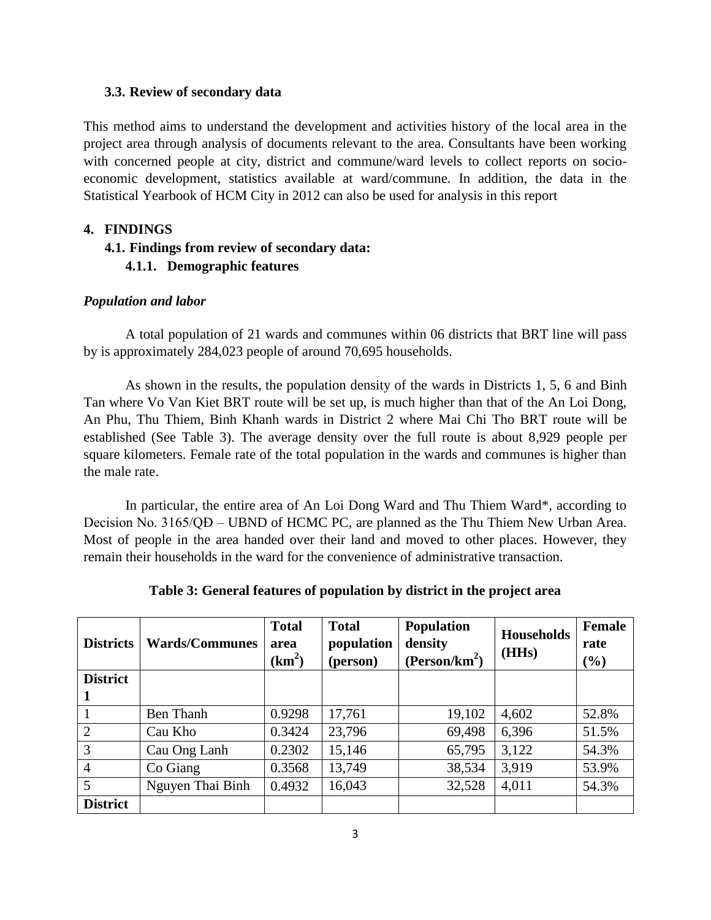### 3.3. Review of secondary data

This method aims to understand the development and activities history of the local area in the project area through analysis of documents relevant to the area. Consultants have been working with concerned people at city, district and commune/ward levels to collect reports on socio-economic development, statistics available at ward/commune. In addition, the data in the Statistical Yearbook of HCM City in 2012 can also be used for analysis in this report

## 4. FINDINGS

### 4.1. Findings from review of secondary data:

#### 4.1.1. Demographic features

***Population and labor***

A total population of 21 wards and communes within 06 districts that BRT line will pass by is approximately 284,023 people of around 70,695 households.

As shown in the results, the population density of the wards in Districts 1, 5, 6 and Binh Tan where Vo Van Kiet BRT route will be set up, is much higher than that of the An Loi Dong, An Phu, Thu Thiem, Binh Khanh wards in District 2 where Mai Chi Tho BRT route will be established (See Table 3). The average density over the full route is about 8,929 people per square kilometers. Female rate of the total population in the wards and communes is higher than the male rate.

In particular, the entire area of An Loi Dong Ward and Thu Thiem Ward*, according to Decision No. 3165/QĐ – UBND of HCMC PC, are planned as the Thu Thiem New Urban Area. Most of people in the area handed over their land and moved to other places. However, they remain their households in the ward for the convenience of administrative transaction.

**Table 3: General features of population by district in the project area**

| Districts | Wards/Communes | Total area ($km^2$) | Total population (person) | Population density ($Person/km^2$) | Households (HHs) | Female rate (%) |
|---|---|---|---|---|---|---|
| **District 1** | | | | | | |
| 1 | Ben Thanh | 0.9298 | 17,761 | 19,102 | 4,602 | 52.8% |
| 2 | Cau Kho | 0.3424 | 23,796 | 69,498 | 6,396 | 51.5% |
| 3 | Cau Ong Lanh | 0.2302 | 15,146 | 65,795 | 3,122 | 54.3% |
| 4 | Co Giang | 0.3568 | 13,749 | 38,534 | 3,919 | 53.9% |
| 5 | Nguyen Thai Binh | 0.4932 | 16,043 | 32,528 | 4,011 | 54.3% |
| **District** | | | | | | |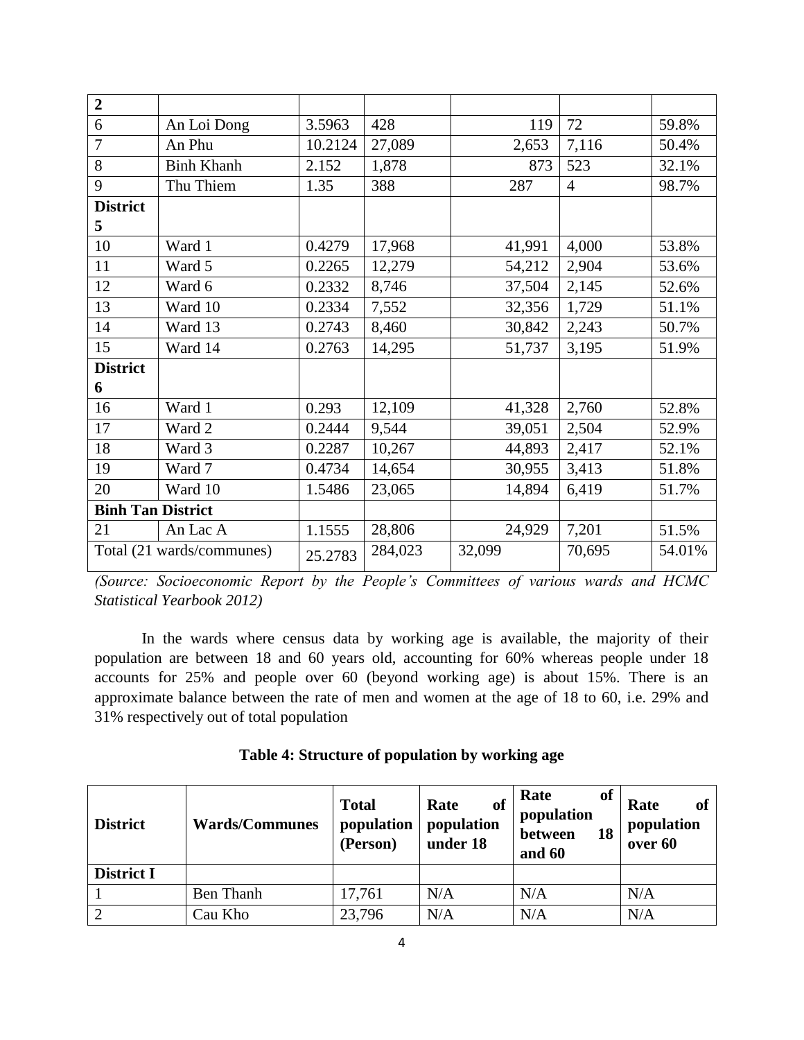| | | | | | | |
|---|---|---|---|---|---|---|
| **2** | | | | | | |
| 6 | An Loi Dong | 3.5963 | 428 | 119 | 72 | 59.8% |
| 7 | An Phu | 10.2124 | 27,089 | 2,653 | 7,116 | 50.4% |
| 8 | Binh Khanh | 2.152 | 1,878 | 873 | 523 | 32.1% |
| 9 | Thu Thiem | 1.35 | 388 | 287 | 4 | 98.7% |
| **District 5** | | | | | | |
| 10 | Ward 1 | 0.4279 | 17,968 | 41,991 | 4,000 | 53.8% |
| 11 | Ward 5 | 0.2265 | 12,279 | 54,212 | 2,904 | 53.6% |
| 12 | Ward 6 | 0.2332 | 8,746 | 37,504 | 2,145 | 52.6% |
| 13 | Ward 10 | 0.2334 | 7,552 | 32,356 | 1,729 | 51.1% |
| 14 | Ward 13 | 0.2743 | 8,460 | 30,842 | 2,243 | 50.7% |
| 15 | Ward 14 | 0.2763 | 14,295 | 51,737 | 3,195 | 51.9% |
| **District 6** | | | | | | |
| 16 | Ward 1 | 0.293 | 12,109 | 41,328 | 2,760 | 52.8% |
| 17 | Ward 2 | 0.2444 | 9,544 | 39,051 | 2,504 | 52.9% |
| 18 | Ward 3 | 0.2287 | 10,267 | 44,893 | 2,417 | 52.1% |
| 19 | Ward 7 | 0.4734 | 14,654 | 30,955 | 3,413 | 51.8% |
| 20 | Ward 10 | 1.5486 | 23,065 | 14,894 | 6,419 | 51.7% |
| **Binh Tan District** | | | | | | |
| 21 | An Lac A | 1.1555 | 28,806 | 24,929 | 7,201 | 51.5% |
| Total (21 wards/communes) | | 25.2783 | 284,023 | 32,099 | 70,695 | 54.01% |

*(Source: Socioeconomic Report by the People's Committees of various wards and HCMC Statistical Yearbook 2012)*

In the wards where census data by working age is available, the majority of their population are between 18 and 60 years old, accounting for 60% whereas people under 18 accounts for 25% and people over 60 (beyond working age) is about 15%. There is an approximate balance between the rate of men and women at the age of 18 to 60, i.e. 29% and 31% respectively out of total population

**Table 4: Structure of population by working age**

| District | Wards/Communes | Total population (Person) | Rate of population under 18 | Rate of population between 18 and 60 | Rate of population over 60 |
|---|---|---|---|---|---|
| **District I** | | | | | |
| 1 | Ben Thanh | 17,761 | N/A | N/A | N/A |
| 2 | Cau Kho | 23,796 | N/A | N/A | N/A |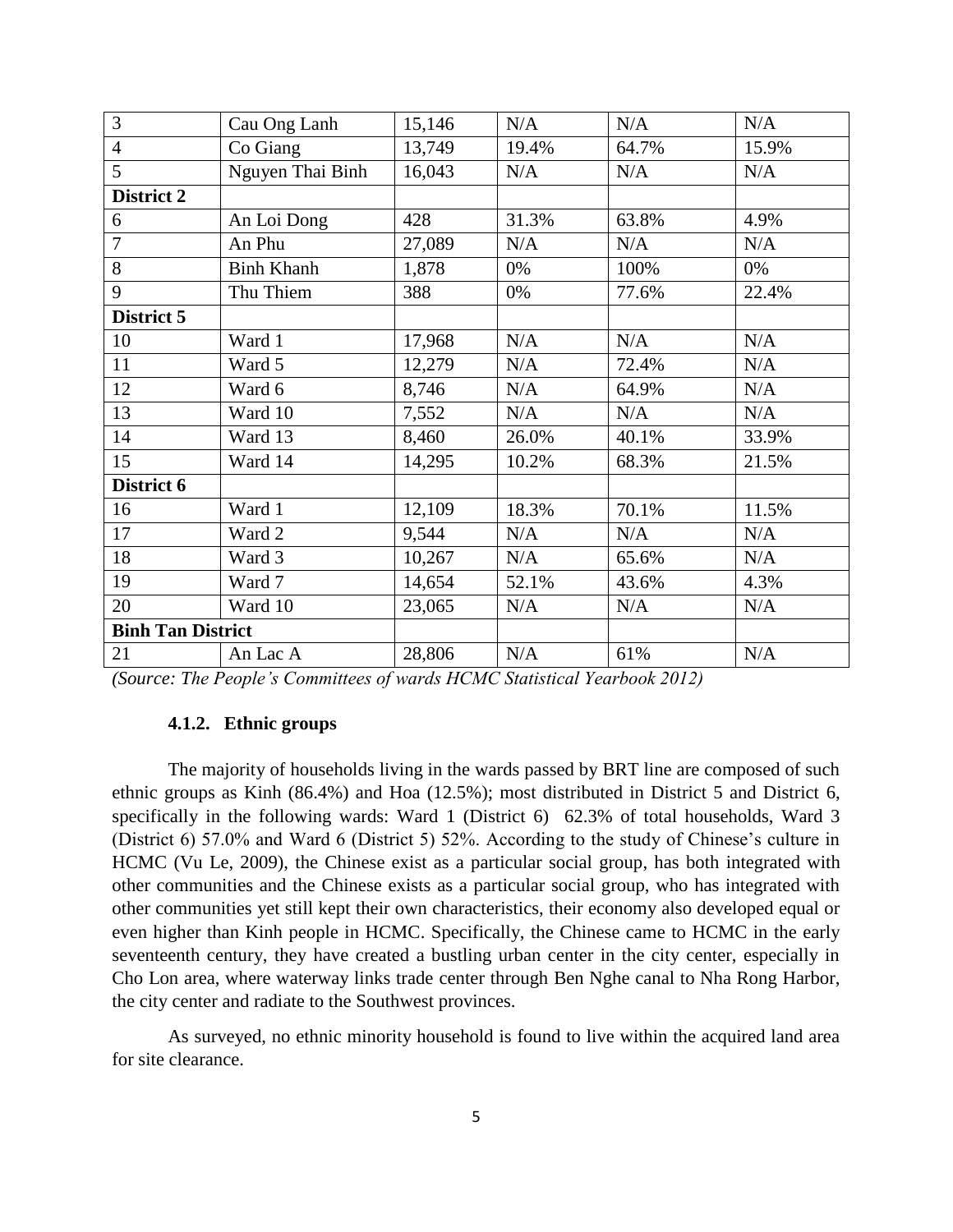| 3 | Cau Ong Lanh | 15,146 | N/A | N/A | N/A |
|---|---|---|---|---|---|
| 4 | Co Giang | 13,749 | 19.4% | 64.7% | 15.9% |
| 5 | Nguyen Thai Binh | 16,043 | N/A | N/A | N/A |
| **District 2** | | | | | |
| 6 | An Loi Dong | 428 | 31.3% | 63.8% | 4.9% |
| 7 | An Phu | 27,089 | N/A | N/A | N/A |
| 8 | Binh Khanh | 1,878 | 0% | 100% | 0% |
| 9 | Thu Thiem | 388 | 0% | 77.6% | 22.4% |
| **District 5** | | | | | |
| 10 | Ward 1 | 17,968 | N/A | N/A | N/A |
| 11 | Ward 5 | 12,279 | N/A | 72.4% | N/A |
| 12 | Ward 6 | 8,746 | N/A | 64.9% | N/A |
| 13 | Ward 10 | 7,552 | N/A | N/A | N/A |
| 14 | Ward 13 | 8,460 | 26.0% | 40.1% | 33.9% |
| 15 | Ward 14 | 14,295 | 10.2% | 68.3% | 21.5% |
| **District 6** | | | | | |
| 16 | Ward 1 | 12,109 | 18.3% | 70.1% | 11.5% |
| 17 | Ward 2 | 9,544 | N/A | N/A | N/A |
| 18 | Ward 3 | 10,267 | N/A | 65.6% | N/A |
| 19 | Ward 7 | 14,654 | 52.1% | 43.6% | 4.3% |
| 20 | Ward 10 | 23,065 | N/A | N/A | N/A |
| **Binh Tan District** | | | | | |
| 21 | An Lac A | 28,806 | N/A | 61% | N/A |

*(Source: The People's Committees of wards HCMC Statistical Yearbook 2012)*

### 4.1.2. Ethnic groups

The majority of households living in the wards passed by BRT line are composed of such ethnic groups as Kinh (86.4%) and Hoa (12.5%); most distributed in District 5 and District 6, specifically in the following wards: Ward 1 (District 6) 62.3% of total households, Ward 3 (District 6) 57.0% and Ward 6 (District 5) 52%. According to the study of Chinese's culture in HCMC (Vu Le, 2009), the Chinese exist as a particular social group, has both integrated with other communities and the Chinese exists as a particular social group, who has integrated with other communities yet still kept their own characteristics, their economy also developed equal or even higher than Kinh people in HCMC. Specifically, the Chinese came to HCMC in the early seventeenth century, they have created a bustling urban center in the city center, especially in Cho Lon area, where waterway links trade center through Ben Nghe canal to Nha Rong Harbor, the city center and radiate to the Southwest provinces.

As surveyed, no ethnic minority household is found to live within the acquired land area for site clearance.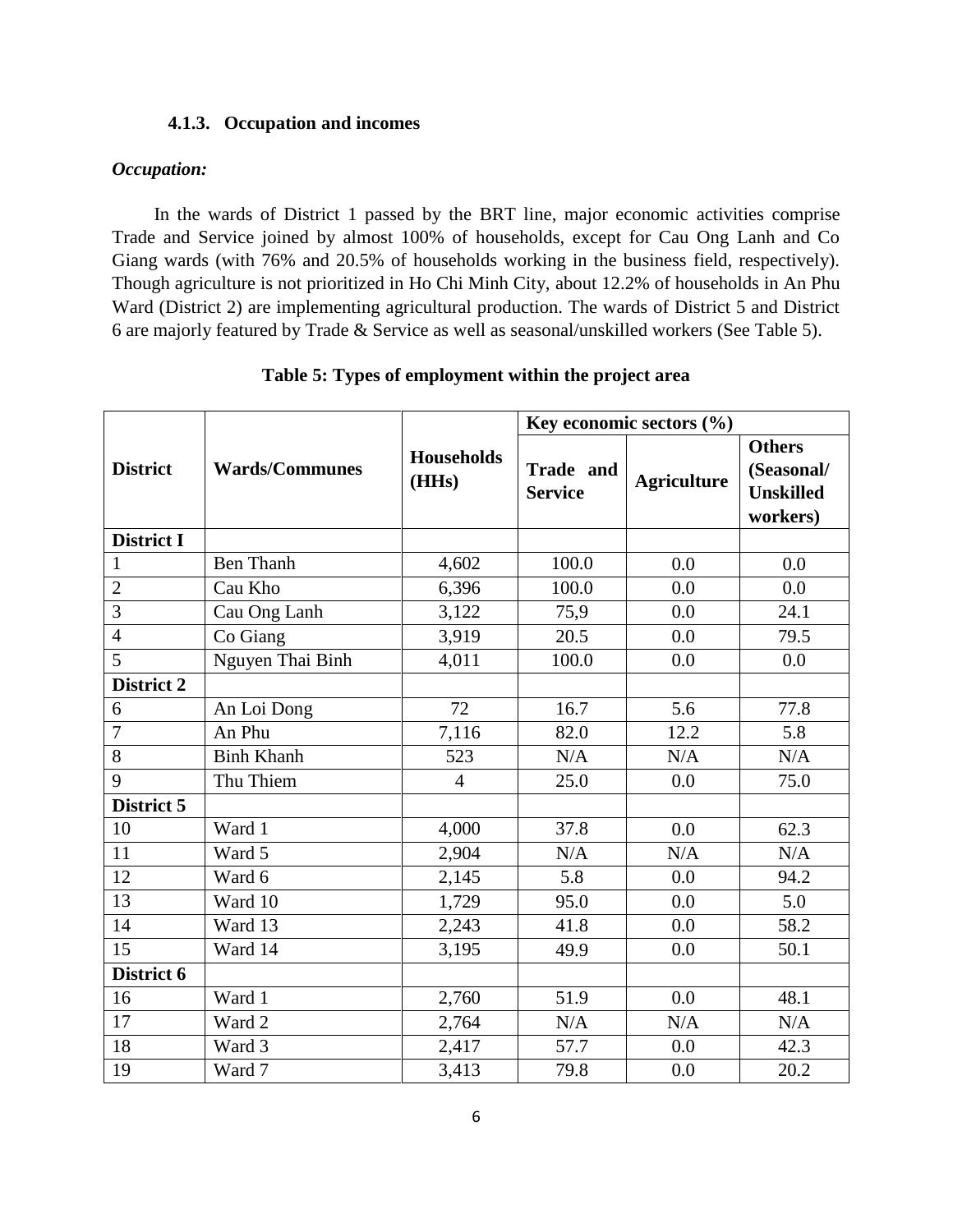### 4.1.3. Occupation and incomes

***Occupation:***

In the wards of District 1 passed by the BRT line, major economic activities comprise Trade and Service joined by almost 100% of households, except for Cau Ong Lanh and Co Giang wards (with 76% and 20.5% of households working in the business field, respectively). Though agriculture is not prioritized in Ho Chi Minh City, about 12.2% of households in An Phu Ward (District 2) are implementing agricultural production. The wards of District 5 and District 6 are majorly featured by Trade & Service as well as seasonal/unskilled workers (See Table 5).

**Table 5: Types of employment within the project area**

| District | Wards/Communes | Households (HHs) | Key economic sectors (%) | | |
|---|---|---|---|---|---|
| | | | Trade and Service | Agriculture | Others (Seasonal/ Unskilled workers) |
| **District I** | | | | | |
| 1 | Ben Thanh | 4,602 | 100.0 | 0.0 | 0.0 |
| 2 | Cau Kho | 6,396 | 100.0 | 0.0 | 0.0 |
| 3 | Cau Ong Lanh | 3,122 | 75,9 | 0.0 | 24.1 |
| 4 | Co Giang | 3,919 | 20.5 | 0.0 | 79.5 |
| 5 | Nguyen Thai Binh | 4,011 | 100.0 | 0.0 | 0.0 |
| **District 2** | | | | | |
| 6 | An Loi Dong | 72 | 16.7 | 5.6 | 77.8 |
| 7 | An Phu | 7,116 | 82.0 | 12.2 | 5.8 |
| 8 | Binh Khanh | 523 | N/A | N/A | N/A |
| 9 | Thu Thiem | 4 | 25.0 | 0.0 | 75.0 |
| **District 5** | | | | | |
| 10 | Ward 1 | 4,000 | 37.8 | 0.0 | 62.3 |
| 11 | Ward 5 | 2,904 | N/A | N/A | N/A |
| 12 | Ward 6 | 2,145 | 5.8 | 0.0 | 94.2 |
| 13 | Ward 10 | 1,729 | 95.0 | 0.0 | 5.0 |
| 14 | Ward 13 | 2,243 | 41.8 | 0.0 | 58.2 |
| 15 | Ward 14 | 3,195 | 49.9 | 0.0 | 50.1 |
| **District 6** | | | | | |
| 16 | Ward 1 | 2,760 | 51.9 | 0.0 | 48.1 |
| 17 | Ward 2 | 2,764 | N/A | N/A | N/A |
| 18 | Ward 3 | 2,417 | 57.7 | 0.0 | 42.3 |
| 19 | Ward 7 | 3,413 | 79.8 | 0.0 | 20.2 |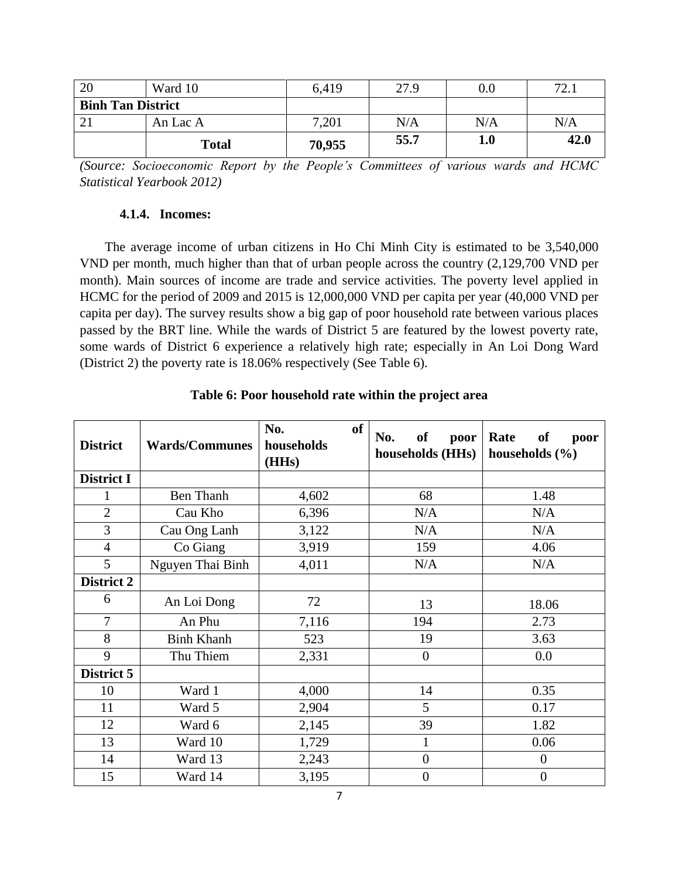| 20 | Ward 10 | 6,419 | 27.9 | 0.0 | 72.1 |
|---|---|---|---|---|---|
| **Binh Tan District** | | | | | |
| 21 | An Lac A | 7,201 | N/A | N/A | N/A |
| | **Total** | **70,955** | **55.7** | **1.0** | **42.0** |

*(Source: Socioeconomic Report by the People's Committees of various wards and HCMC Statistical Yearbook 2012)*

#### 4.1.4. Incomes:

The average income of urban citizens in Ho Chi Minh City is estimated to be 3,540,000 VND per month, much higher than that of urban people across the country (2,129,700 VND per month). Main sources of income are trade and service activities. The poverty level applied in HCMC for the period of 2009 and 2015 is 12,000,000 VND per capita per year (40,000 VND per capita per day). The survey results show a big gap of poor household rate between various places passed by the BRT line. While the wards of District 5 are featured by the lowest poverty rate, some wards of District 6 experience a relatively high rate; especially in An Loi Dong Ward (District 2) the poverty rate is 18.06% respectively (See Table 6).

**Table 6: Poor household rate within the project area**

| District | Wards/Communes | No. of households (HHs) | No. of poor households (HHs) | Rate of poor households (%) |
|---|---|---|---|---|
| **District I** | | | | |
| 1 | Ben Thanh | 4,602 | 68 | 1.48 |
| 2 | Cau Kho | 6,396 | N/A | N/A |
| 3 | Cau Ong Lanh | 3,122 | N/A | N/A |
| 4 | Co Giang | 3,919 | 159 | 4.06 |
| 5 | Nguyen Thai Binh | 4,011 | N/A | N/A |
| **District 2** | | | | |
| 6 | An Loi Dong | 72 | 13 | 18.06 |
| 7 | An Phu | 7,116 | 194 | 2.73 |
| 8 | Binh Khanh | 523 | 19 | 3.63 |
| 9 | Thu Thiem | 2,331 | 0 | 0.0 |
| **District 5** | | | | |
| 10 | Ward 1 | 4,000 | 14 | 0.35 |
| 11 | Ward 5 | 2,904 | 5 | 0.17 |
| 12 | Ward 6 | 2,145 | 39 | 1.82 |
| 13 | Ward 10 | 1,729 | 1 | 0.06 |
| 14 | Ward 13 | 2,243 | 0 | 0 |
| 15 | Ward 14 | 3,195 | 0 | 0 |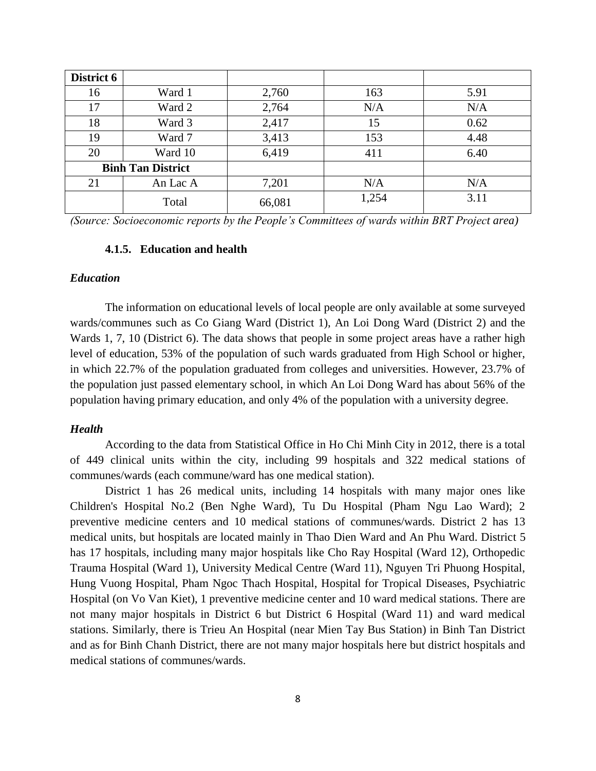| District 6 | | | | |
|---|---|---|---|---|
| 16 | Ward 1 | 2,760 | 163 | 5.91 |
| 17 | Ward 2 | 2,764 | N/A | N/A |
| 18 | Ward 3 | 2,417 | 15 | 0.62 |
| 19 | Ward 7 | 3,413 | 153 | 4.48 |
| 20 | Ward 10 | 6,419 | 411 | 6.40 |
| **Binh Tan District** | | | | |
| 21 | An Lac A | 7,201 | N/A | N/A |
| | Total | 66,081 | 1,254 | 3.11 |

*(Source: Socioeconomic reports by the People's Committees of wards within BRT Project area)*

#### 4.1.5. Education and health

***Education***

The information on educational levels of local people are only available at some surveyed wards/communes such as Co Giang Ward (District 1), An Loi Dong Ward (District 2) and the Wards 1, 7, 10 (District 6). The data shows that people in some project areas have a rather high level of education, 53% of the population of such wards graduated from High School or higher, in which 22.7% of the population graduated from colleges and universities. However, 23.7% of the population just passed elementary school, in which An Loi Dong Ward has about 56% of the population having primary education, and only 4% of the population with a university degree.

***Health***

According to the data from Statistical Office in Ho Chi Minh City in 2012, there is a total of 449 clinical units within the city, including 99 hospitals and 322 medical stations of communes/wards (each commune/ward has one medical station).

District 1 has 26 medical units, including 14 hospitals with many major ones like Children's Hospital No.2 (Ben Nghe Ward), Tu Du Hospital (Pham Ngu Lao Ward); 2 preventive medicine centers and 10 medical stations of communes/wards. District 2 has 13 medical units, but hospitals are located mainly in Thao Dien Ward and An Phu Ward. District 5 has 17 hospitals, including many major hospitals like Cho Ray Hospital (Ward 12), Orthopedic Trauma Hospital (Ward 1), University Medical Centre (Ward 11), Nguyen Tri Phuong Hospital, Hung Vuong Hospital, Pham Ngoc Thach Hospital, Hospital for Tropical Diseases, Psychiatric Hospital (on Vo Van Kiet), 1 preventive medicine center and 10 ward medical stations. There are not many major hospitals in District 6 but District 6 Hospital (Ward 11) and ward medical stations. Similarly, there is Trieu An Hospital (near Mien Tay Bus Station) in Binh Tan District and as for Binh Chanh District, there are not many major hospitals here but district hospitals and medical stations of communes/wards.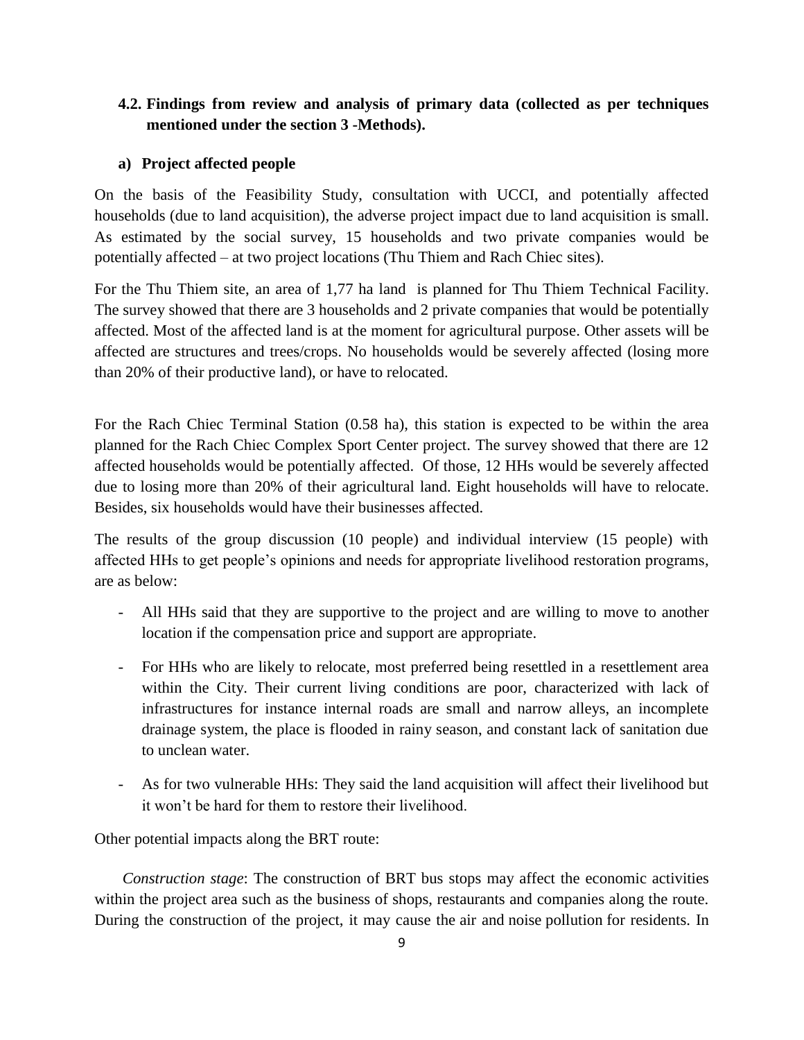### 4.2. Findings from review and analysis of primary data (collected as per techniques mentioned under the section 3 -Methods).

#### a) Project affected people

On the basis of the Feasibility Study, consultation with UCCI, and potentially affected households (due to land acquisition), the adverse project impact due to land acquisition is small. As estimated by the social survey, 15 households and two private companies would be potentially affected – at two project locations (Thu Thiem and Rach Chiec sites).

For the Thu Thiem site, an area of 1,77 ha land is planned for Thu Thiem Technical Facility. The survey showed that there are 3 households and 2 private companies that would be potentially affected. Most of the affected land is at the moment for agricultural purpose. Other assets will be affected are structures and trees/crops. No households would be severely affected (losing more than 20% of their productive land), or have to relocated.

For the Rach Chiec Terminal Station (0.58 ha), this station is expected to be within the area planned for the Rach Chiec Complex Sport Center project. The survey showed that there are 12 affected households would be potentially affected. Of those, 12 HHs would be severely affected due to losing more than 20% of their agricultural land. Eight households will have to relocate. Besides, six households would have their businesses affected.

The results of the group discussion (10 people) and individual interview (15 people) with affected HHs to get people's opinions and needs for appropriate livelihood restoration programs, are as below:

- All HHs said that they are supportive to the project and are willing to move to another location if the compensation price and support are appropriate.
- For HHs who are likely to relocate, most preferred being resettled in a resettlement area within the City. Their current living conditions are poor, characterized with lack of infrastructures for instance internal roads are small and narrow alleys, an incomplete drainage system, the place is flooded in rainy season, and constant lack of sanitation due to unclean water.
- As for two vulnerable HHs: They said the land acquisition will affect their livelihood but it won't be hard for them to restore their livelihood.

Other potential impacts along the BRT route:

*Construction stage*: The construction of BRT bus stops may affect the economic activities within the project area such as the business of shops, restaurants and companies along the route. During the construction of the project, it may cause the air and noise pollution for residents. In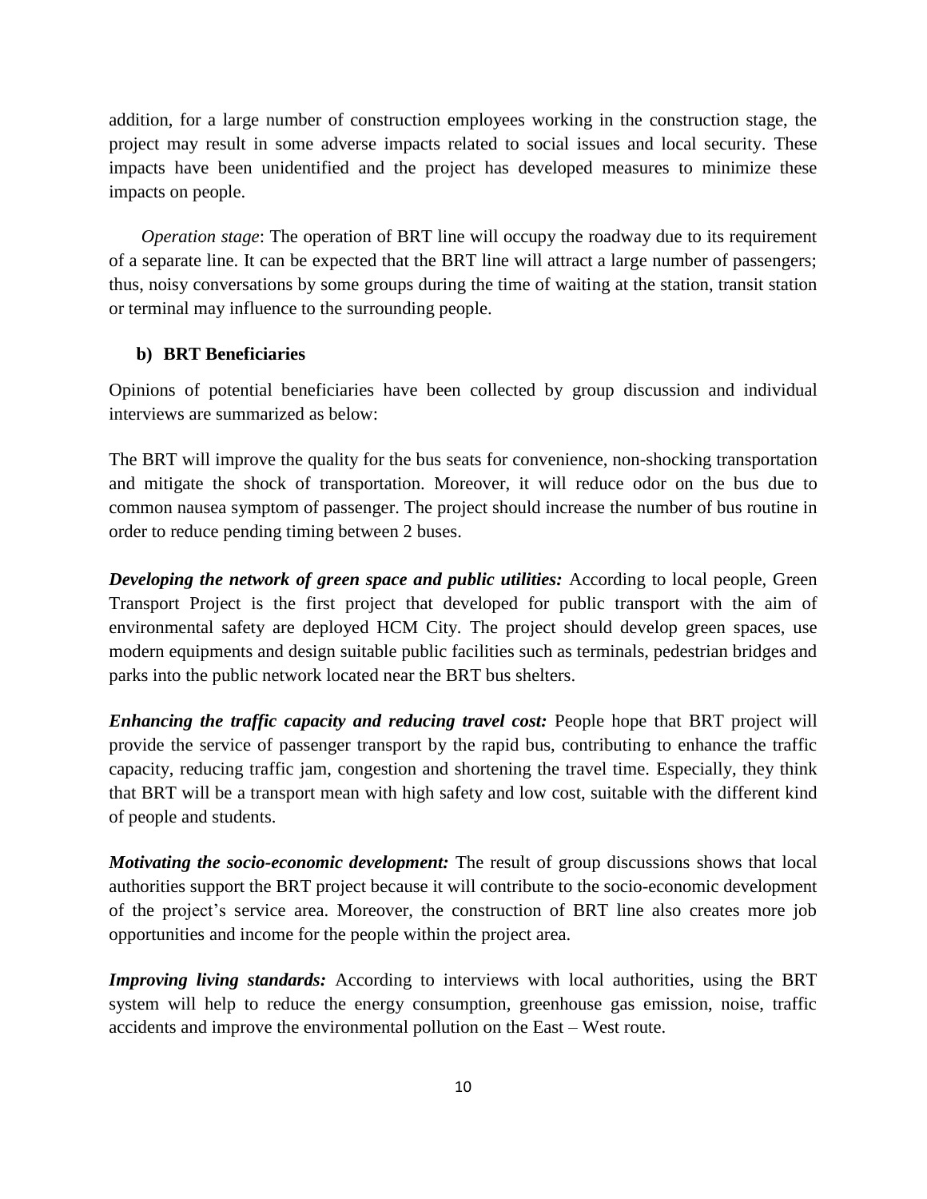addition, for a large number of construction employees working in the construction stage, the project may result in some adverse impacts related to social issues and local security. These impacts have been unidentified and the project has developed measures to minimize these impacts on people.

*Operation stage*: The operation of BRT line will occupy the roadway due to its requirement of a separate line. It can be expected that the BRT line will attract a large number of passengers; thus, noisy conversations by some groups during the time of waiting at the station, transit station or terminal may influence to the surrounding people.

**b) BRT Beneficiaries**

Opinions of potential beneficiaries have been collected by group discussion and individual interviews are summarized as below:

The BRT will improve the quality for the bus seats for convenience, non-shocking transportation and mitigate the shock of transportation. Moreover, it will reduce odor on the bus due to common nausea symptom of passenger. The project should increase the number of bus routine in order to reduce pending timing between 2 buses.

***Developing the network of green space and public utilities:*** According to local people, Green Transport Project is the first project that developed for public transport with the aim of environmental safety are deployed HCM City. The project should develop green spaces, use modern equipments and design suitable public facilities such as terminals, pedestrian bridges and parks into the public network located near the BRT bus shelters.

***Enhancing the traffic capacity and reducing travel cost:*** People hope that BRT project will provide the service of passenger transport by the rapid bus, contributing to enhance the traffic capacity, reducing traffic jam, congestion and shortening the travel time. Especially, they think that BRT will be a transport mean with high safety and low cost, suitable with the different kind of people and students.

***Motivating the socio-economic development:*** The result of group discussions shows that local authorities support the BRT project because it will contribute to the socio-economic development of the project's service area. Moreover, the construction of BRT line also creates more job opportunities and income for the people within the project area.

***Improving living standards:*** According to interviews with local authorities, using the BRT system will help to reduce the energy consumption, greenhouse gas emission, noise, traffic accidents and improve the environmental pollution on the East – West route.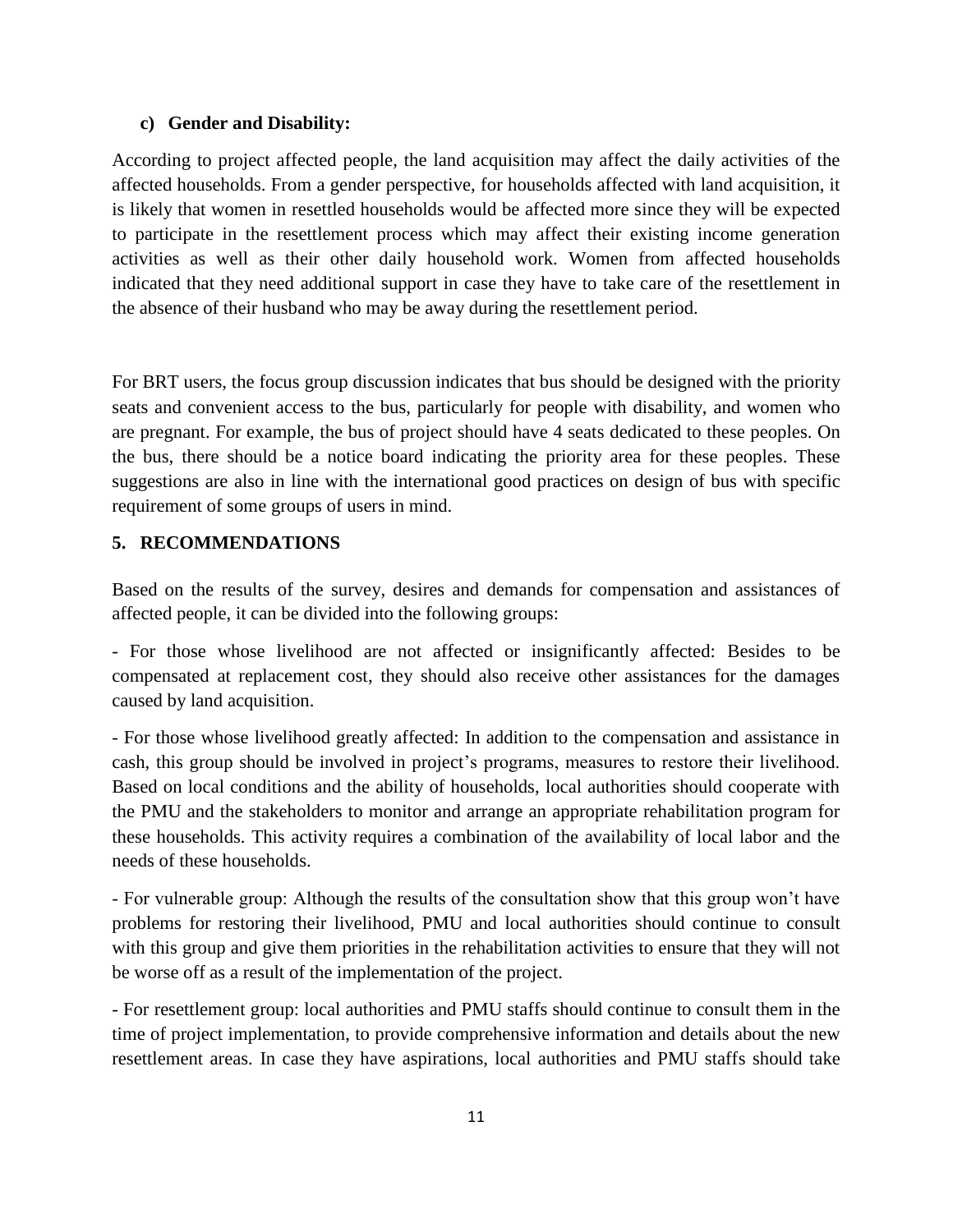**c) Gender and Disability:**

According to project affected people, the land acquisition may affect the daily activities of the affected households. From a gender perspective, for households affected with land acquisition, it is likely that women in resettled households would be affected more since they will be expected to participate in the resettlement process which may affect their existing income generation activities as well as their other daily household work. Women from affected households indicated that they need additional support in case they have to take care of the resettlement in the absence of their husband who may be away during the resettlement period.

For BRT users, the focus group discussion indicates that bus should be designed with the priority seats and convenient access to the bus, particularly for people with disability, and women who are pregnant. For example, the bus of project should have 4 seats dedicated to these peoples. On the bus, there should be a notice board indicating the priority area for these peoples. These suggestions are also in line with the international good practices on design of bus with specific requirement of some groups of users in mind.

## 5. RECOMMENDATIONS

Based on the results of the survey, desires and demands for compensation and assistances of affected people, it can be divided into the following groups:

- For those whose livelihood are not affected or insignificantly affected: Besides to be compensated at replacement cost, they should also receive other assistances for the damages caused by land acquisition.

- For those whose livelihood greatly affected: In addition to the compensation and assistance in cash, this group should be involved in project's programs, measures to restore their livelihood. Based on local conditions and the ability of households, local authorities should cooperate with the PMU and the stakeholders to monitor and arrange an appropriate rehabilitation program for these households. This activity requires a combination of the availability of local labor and the needs of these households.

- For vulnerable group: Although the results of the consultation show that this group won't have problems for restoring their livelihood, PMU and local authorities should continue to consult with this group and give them priorities in the rehabilitation activities to ensure that they will not be worse off as a result of the implementation of the project.

- For resettlement group: local authorities and PMU staffs should continue to consult them in the time of project implementation, to provide comprehensive information and details about the new resettlement areas. In case they have aspirations, local authorities and PMU staffs should take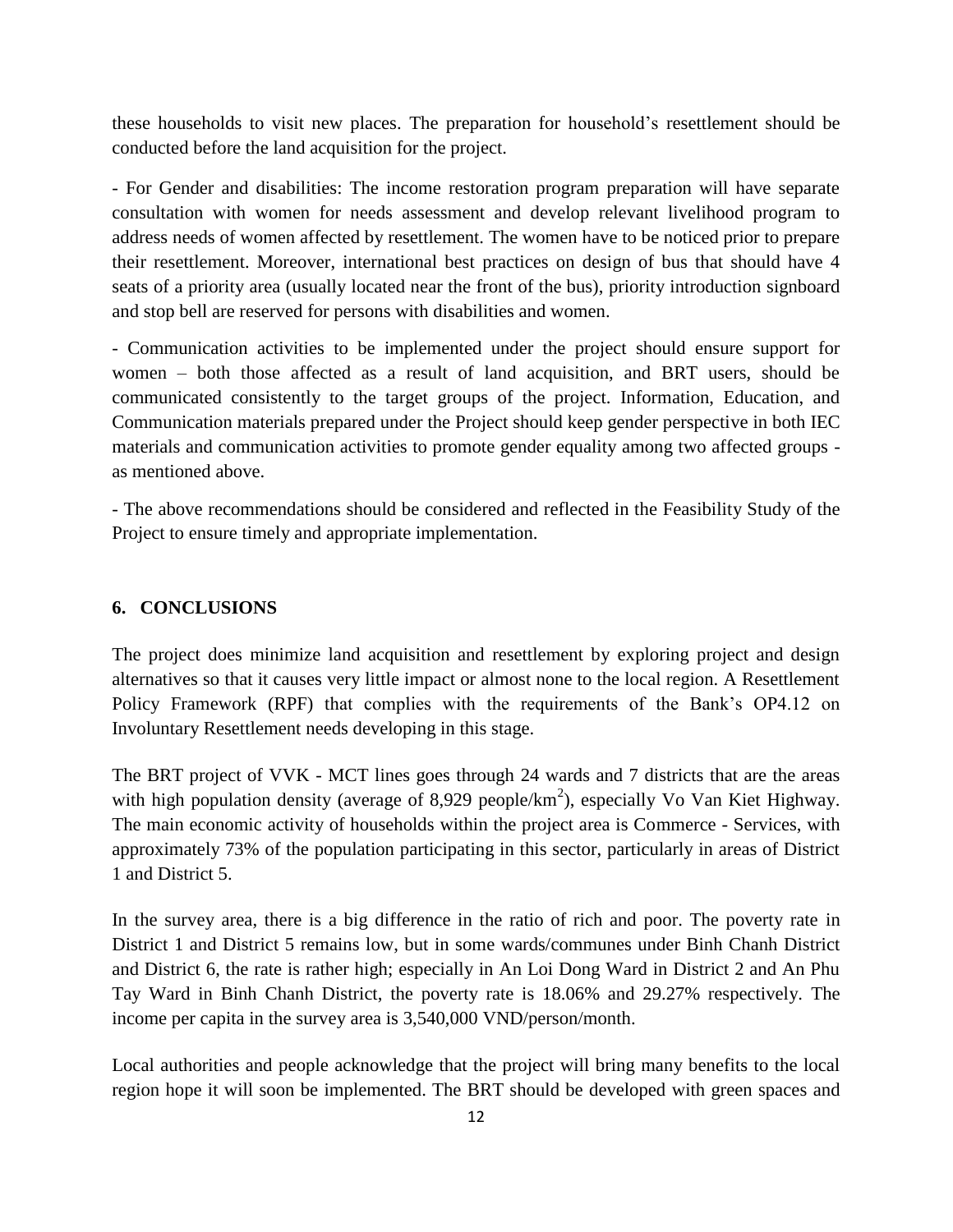these households to visit new places. The preparation for household's resettlement should be conducted before the land acquisition for the project.

- For Gender and disabilities: The income restoration program preparation will have separate consultation with women for needs assessment and develop relevant livelihood program to address needs of women affected by resettlement. The women have to be noticed prior to prepare their resettlement. Moreover, international best practices on design of bus that should have 4 seats of a priority area (usually located near the front of the bus), priority introduction signboard and stop bell are reserved for persons with disabilities and women.

- Communication activities to be implemented under the project should ensure support for women – both those affected as a result of land acquisition, and BRT users, should be communicated consistently to the target groups of the project. Information, Education, and Communication materials prepared under the Project should keep gender perspective in both IEC materials and communication activities to promote gender equality among two affected groups - as mentioned above.

- The above recommendations should be considered and reflected in the Feasibility Study of the Project to ensure timely and appropriate implementation.

## 6. CONCLUSIONS

The project does minimize land acquisition and resettlement by exploring project and design alternatives so that it causes very little impact or almost none to the local region. A Resettlement Policy Framework (RPF) that complies with the requirements of the Bank's OP4.12 on Involuntary Resettlement needs developing in this stage.

The BRT project of VVK - MCT lines goes through 24 wards and 7 districts that are the areas with high population density (average of 8,929 people/km$^2$), especially Vo Van Kiet Highway. The main economic activity of households within the project area is Commerce - Services, with approximately 73% of the population participating in this sector, particularly in areas of District 1 and District 5.

In the survey area, there is a big difference in the ratio of rich and poor. The poverty rate in District 1 and District 5 remains low, but in some wards/communes under Binh Chanh District and District 6, the rate is rather high; especially in An Loi Dong Ward in District 2 and An Phu Tay Ward in Binh Chanh District, the poverty rate is 18.06% and 29.27% respectively. The income per capita in the survey area is 3,540,000 VND/person/month.

Local authorities and people acknowledge that the project will bring many benefits to the local region hope it will soon be implemented. The BRT should be developed with green spaces and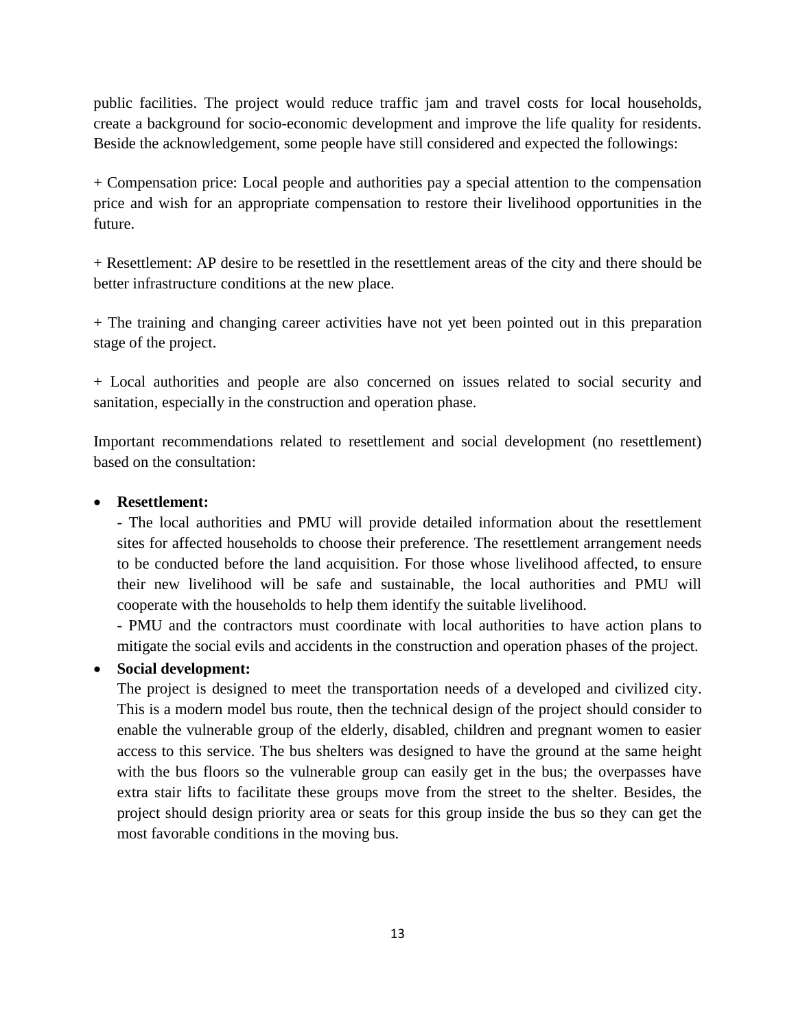public facilities. The project would reduce traffic jam and travel costs for local households, create a background for socio-economic development and improve the life quality for residents. Beside the acknowledgement, some people have still considered and expected the followings:

+ Compensation price: Local people and authorities pay a special attention to the compensation price and wish for an appropriate compensation to restore their livelihood opportunities in the future.

+ Resettlement: AP desire to be resettled in the resettlement areas of the city and there should be better infrastructure conditions at the new place.

+ The training and changing career activities have not yet been pointed out in this preparation stage of the project.

+ Local authorities and people are also concerned on issues related to social security and sanitation, especially in the construction and operation phase.

Important recommendations related to resettlement and social development (no resettlement) based on the consultation:

- **Resettlement:**

  - The local authorities and PMU will provide detailed information about the resettlement sites for affected households to choose their preference. The resettlement arrangement needs to be conducted before the land acquisition. For those whose livelihood affected, to ensure their new livelihood will be safe and sustainable, the local authorities and PMU will cooperate with the households to help them identify the suitable livelihood.

  - PMU and the contractors must coordinate with local authorities to have action plans to mitigate the social evils and accidents in the construction and operation phases of the project.

- **Social development:**

  The project is designed to meet the transportation needs of a developed and civilized city. This is a modern model bus route, then the technical design of the project should consider to enable the vulnerable group of the elderly, disabled, children and pregnant women to easier access to this service. The bus shelters was designed to have the ground at the same height with the bus floors so the vulnerable group can easily get in the bus; the overpasses have extra stair lifts to facilitate these groups move from the street to the shelter. Besides, the project should design priority area or seats for this group inside the bus so they can get the most favorable conditions in the moving bus.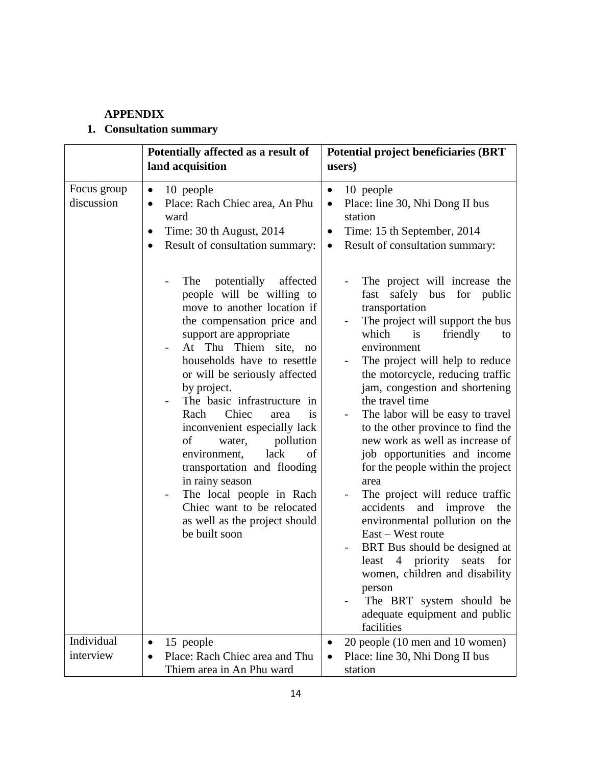**APPENDIX**

**1. Consultation summary**

| | **Potentially affected as a result of land acquisition** | **Potential project beneficiaries (BRT users)** |
|---|---|---|
| Focus group discussion | • 10 people<br>• Place: Rach Chiec area, An Phu ward<br>• Time: 30 th August, 2014<br>• Result of consultation summary:<br><br>- The potentially affected people will be willing to move to another location if the compensation price and support are appropriate<br>- At Thu Thiem site, no households have to resettle or will be seriously affected by project.<br>- The basic infrastructure in Rach Chiec area is inconvenient especially lack of water, pollution environment, lack of transportation and flooding in rainy season<br>- The local people in Rach Chiec want to be relocated as well as the project should be built soon | • 10 people<br>• Place: line 30, Nhi Dong II bus station<br>• Time: 15 th September, 2014<br>• Result of consultation summary:<br><br>- The project will increase the fast safely bus for public transportation<br>- The project will support the bus which is friendly to environment<br>- The project will help to reduce the motorcycle, reducing traffic jam, congestion and shortening the travel time<br>- The labor will be easy to travel to the other province to find the new work as well as increase of job opportunities and income for the people within the project area<br>- The project will reduce traffic accidents and improve the environmental pollution on the East – West route<br>- BRT Bus should be designed at least 4 priority seats for women, children and disability person<br>- The BRT system should be adequate equipment and public facilities |
| Individual interview | • 15 people<br>• Place: Rach Chiec area and Thu Thiem area in An Phu ward | • 20 people (10 men and 10 women)<br>• Place: line 30, Nhi Dong II bus station |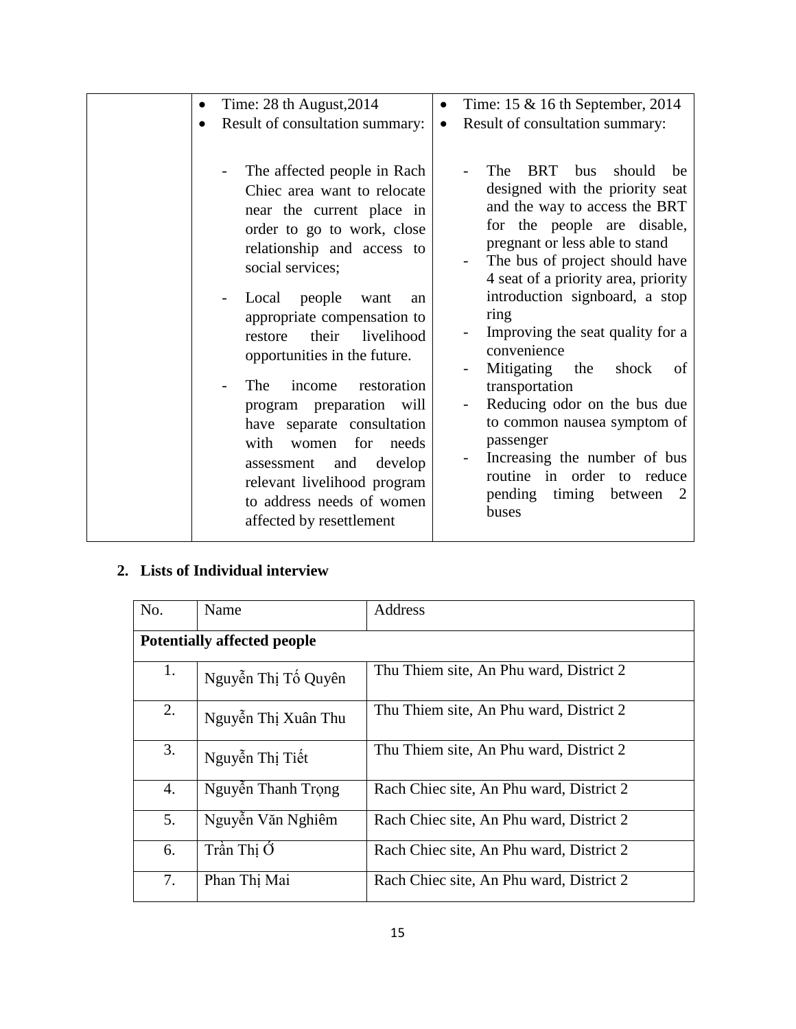| | • Time: 28 th August,2014<br>• Result of consultation summary:<br><br>- The affected people in Rach Chiec area want to relocate near the current place in order to go to work, close relationship and access to social services;<br>- Local people want an appropriate compensation to restore their livelihood opportunities in the future.<br>- The income restoration program preparation will have separate consultation with women for needs assessment and develop relevant livelihood program to address needs of women affected by resettlement | • Time: 15 & 16 th September, 2014<br>• Result of consultation summary:<br><br>- The BRT bus should be designed with the priority seat and the way to access the BRT for the people are disable, pregnant or less able to stand<br>- The bus of project should have 4 seat of a priority area, priority introduction signboard, a stop ring<br>- Improving the seat quality for a convenience<br>- Mitigating the shock of transportation<br>- Reducing odor on the bus due to common nausea symptom of passenger<br>- Increasing the number of bus routine in order to reduce pending timing between 2 buses |
|---|---|---|

## 2. Lists of Individual interview

| No. | Name | Address |
|---|---|---|
| **Potentially affected people** | | |
| 1. | Nguyễn Thị Tố Quyên | Thu Thiem site, An Phu ward, District 2 |
| 2. | Nguyễn Thị Xuân Thu | Thu Thiem site, An Phu ward, District 2 |
| 3. | Nguyễn Thị Tiết | Thu Thiem site, An Phu ward, District 2 |
| 4. | Nguyễn Thanh Trọng | Rach Chiec site, An Phu ward, District 2 |
| 5. | Nguyễn Văn Nghiêm | Rach Chiec site, An Phu ward, District 2 |
| 6. | Trần Thị Ớ | Rach Chiec site, An Phu ward, District 2 |
| 7. | Phan Thị Mai | Rach Chiec site, An Phu ward, District 2 |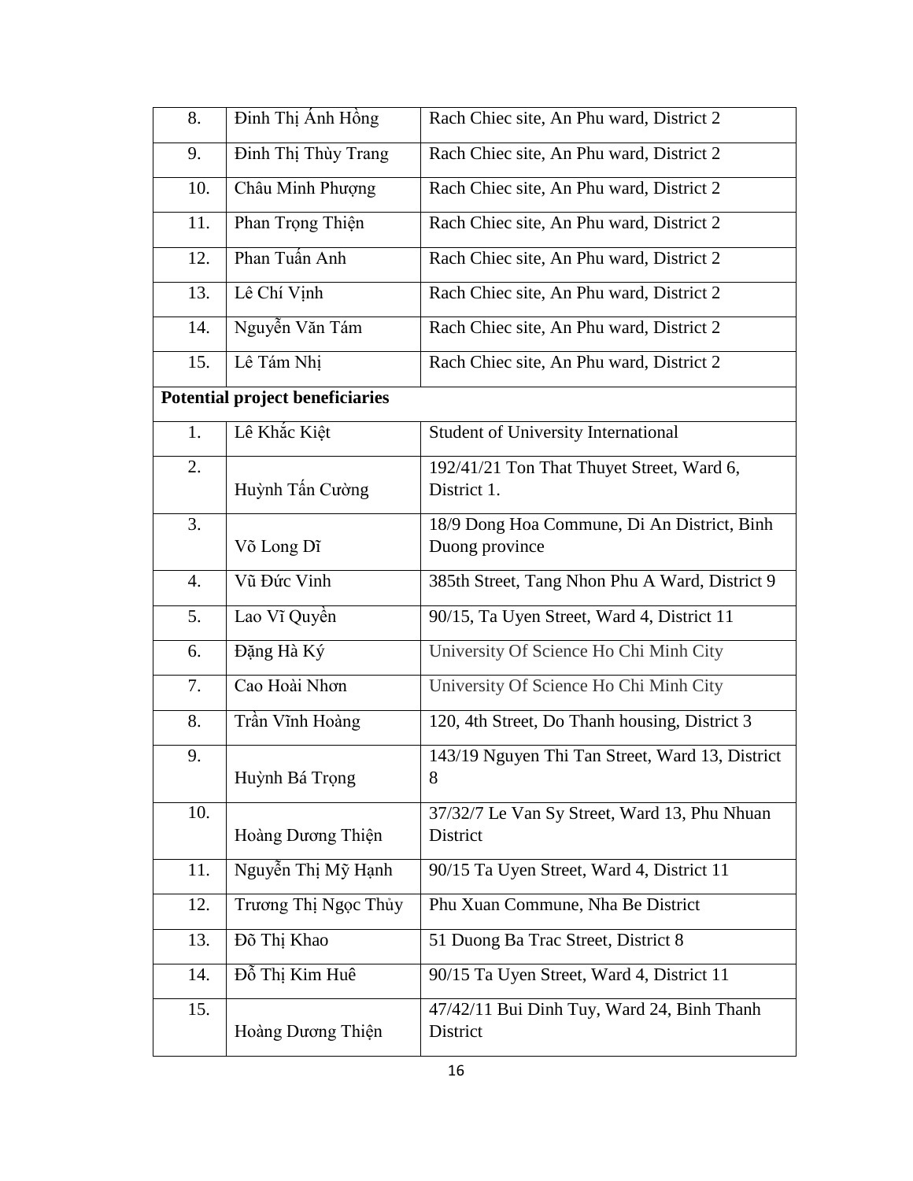| | | |
|---|---|---|
| 8. | Đinh Thị Ánh Hồng | Rach Chiec site, An Phu ward, District 2 |
| 9. | Đinh Thị Thùy Trang | Rach Chiec site, An Phu ward, District 2 |
| 10. | Châu Minh Phượng | Rach Chiec site, An Phu ward, District 2 |
| 11. | Phan Trọng Thiện | Rach Chiec site, An Phu ward, District 2 |
| 12. | Phan Tuấn Anh | Rach Chiec site, An Phu ward, District 2 |
| 13. | Lê Chí Vịnh | Rach Chiec site, An Phu ward, District 2 |
| 14. | Nguyễn Văn Tám | Rach Chiec site, An Phu ward, District 2 |
| 15. | Lê Tám Nhị | Rach Chiec site, An Phu ward, District 2 |
| **Potential project beneficiaries** | | |
| 1. | Lê Khắc Kiệt | Student of University International |
| 2. | Huỳnh Tấn Cường | 192/41/21 Ton That Thuyet Street, Ward 6, District 1. |
| 3. | Võ Long Dĩ | 18/9 Dong Hoa Commune, Di An District, Binh Duong province |
| 4. | Vũ Đức Vinh | 385th Street, Tang Nhon Phu A Ward, District 9 |
| 5. | Lao Vĩ Quyền | 90/15, Ta Uyen Street, Ward 4, District 11 |
| 6. | Đặng Hà Ký | University Of Science Ho Chi Minh City |
| 7. | Cao Hoài Nhơn | University Of Science Ho Chi Minh City |
| 8. | Trần Vĩnh Hoàng | 120, 4th Street, Do Thanh housing, District 3 |
| 9. | Huỳnh Bá Trọng | 143/19 Nguyen Thi Tan Street, Ward 13, District 8 |
| 10. | Hoàng Dương Thiện | 37/32/7 Le Van Sy Street, Ward 13, Phu Nhuan District |
| 11. | Nguyễn Thị Mỹ Hạnh | 90/15 Ta Uyen Street, Ward 4, District 11 |
| 12. | Trương Thị Ngọc Thủy | Phu Xuan Commune, Nha Be District |
| 13. | Đõ Thị Khao | 51 Duong Ba Trac Street, District 8 |
| 14. | Đỗ Thị Kim Huê | 90/15 Ta Uyen Street, Ward 4, District 11 |
| 15. | Hoàng Dương Thiện | 47/42/11 Bui Dinh Tuy, Ward 24, Binh Thanh District |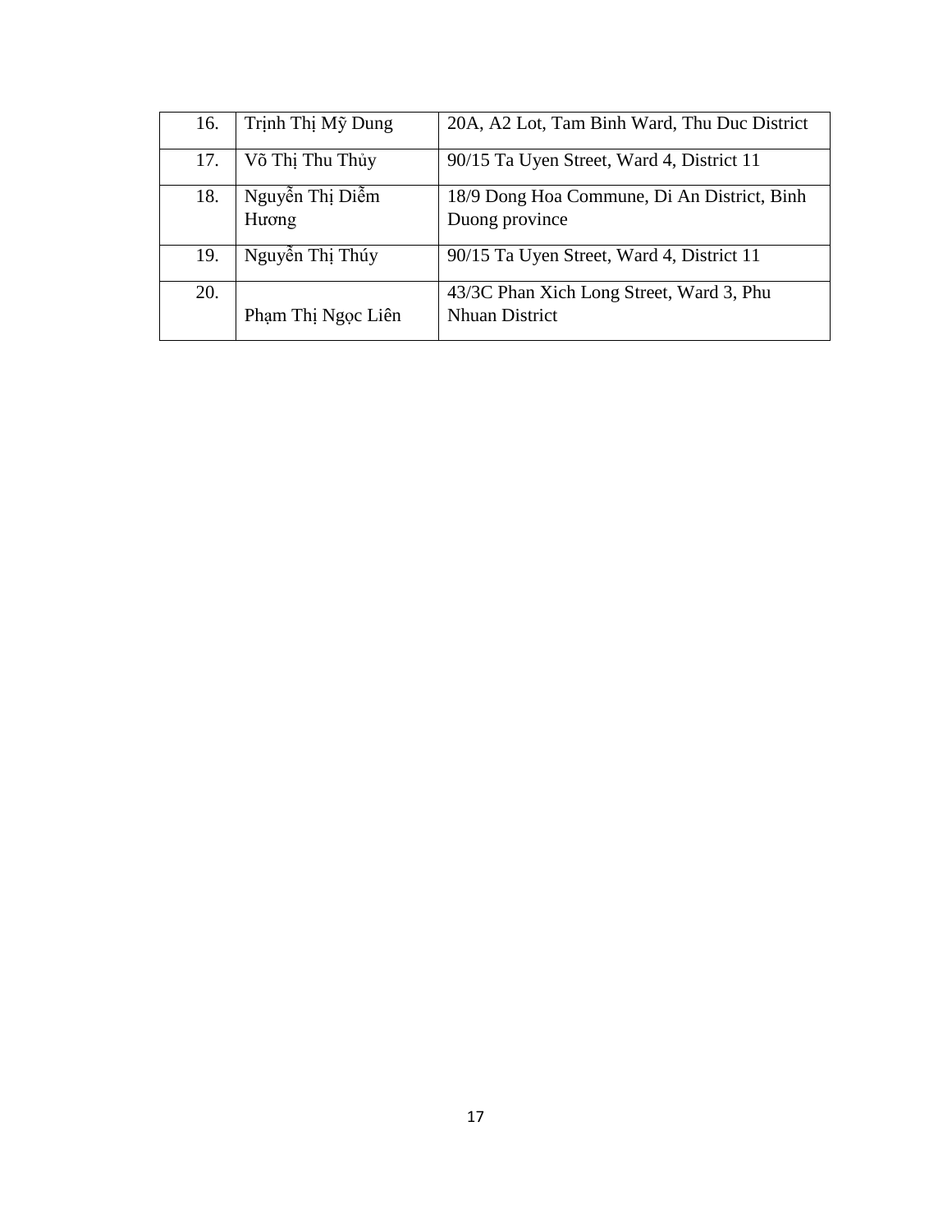| | | |
|---|---|---|
| 16. | Trịnh Thị Mỹ Dung | 20A, A2 Lot, Tam Binh Ward, Thu Duc District |
| 17. | Võ Thị Thu Thủy | 90/15 Ta Uyen Street, Ward 4, District 11 |
| 18. | Nguyễn Thị Diễm Hương | 18/9 Dong Hoa Commune, Di An District, Binh Duong province |
| 19. | Nguyễn Thị Thúy | 90/15 Ta Uyen Street, Ward 4, District 11 |
| 20. | Phạm Thị Ngọc Liên | 43/3C Phan Xich Long Street, Ward 3, Phu Nhuan District |